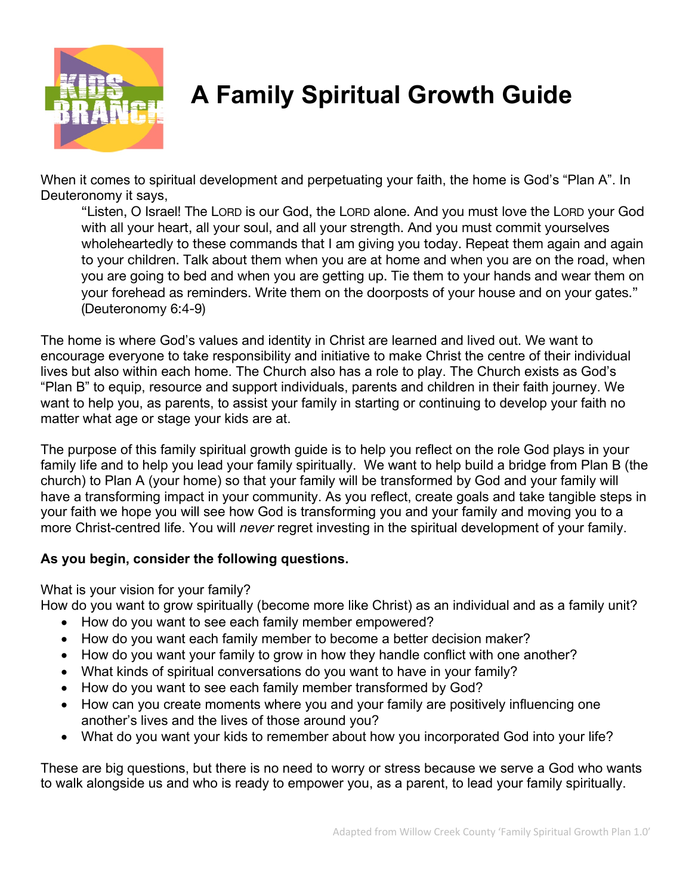# A Family Spiritual Growth Guide

When it comes to spiritual development and perpetuating your faith, the home is God's "Plan A". In Deuteronomy it says,

> "Listen, O Israel! The LORD is our God, the LORD alone. And you must love the LORD your God with all your heart, all your soul, and all your strength. And you must commit yourselves wholeheartedly to these commands that I am giving you today. Repeat them again and again to your children. Talk about them when you are at home and when you are on the road, when you are going to bed and when you are getting up. Tie them to your hands and wear them on your forehead as reminders. Write them on the doorposts of your house and on your gates." (Deuteronomy 6:4-9)

The home is where God's values and identity in Christ are learned and lived out. We want to encourage everyone to take responsibility and initiative to make Christ the centre of their individual lives but also within each home. The Church also has a role to play. The Church exists as God's "Plan B" to equip, resource and support individuals, parents and children in their faith journey. We want to help you, as parents, to assist your family in starting or continuing to develop your faith no matter what age or stage your kids are at.

The purpose of this family spiritual growth guide is to help you reflect on the role God plays in your family life and to help you lead your family spiritually. We want to help build a bridge from Plan B (the church) to Plan A (your home) so that your family will be transformed by God and your family will have a transforming impact in your community. As you reflect, create goals and take tangible steps in your faith we hope you will see how God is transforming you and your family and moving you to a more Christ-centred life. You will *never* regret investing in the spiritual development of your family.

**As you begin, consider the following questions.**

What is your vision for your family?
How do you want to grow spiritually (become more like Christ) as an individual and as a family unit?

- How do you want to see each family member empowered?
- How do you want each family member to become a better decision maker?
- How do you want your family to grow in how they handle conflict with one another?
- What kinds of spiritual conversations do you want to have in your family?
- How do you want to see each family member transformed by God?
- How can you create moments where you and your family are positively influencing one another's lives and the lives of those around you?
- What do you want your kids to remember about how you incorporated God into your life?

These are big questions, but there is no need to worry or stress because we serve a God who wants to walk alongside us and who is ready to empower you, as a parent, to lead your family spiritually.

Adapted from Willow Creek County 'Family Spiritual Growth Plan 1.0'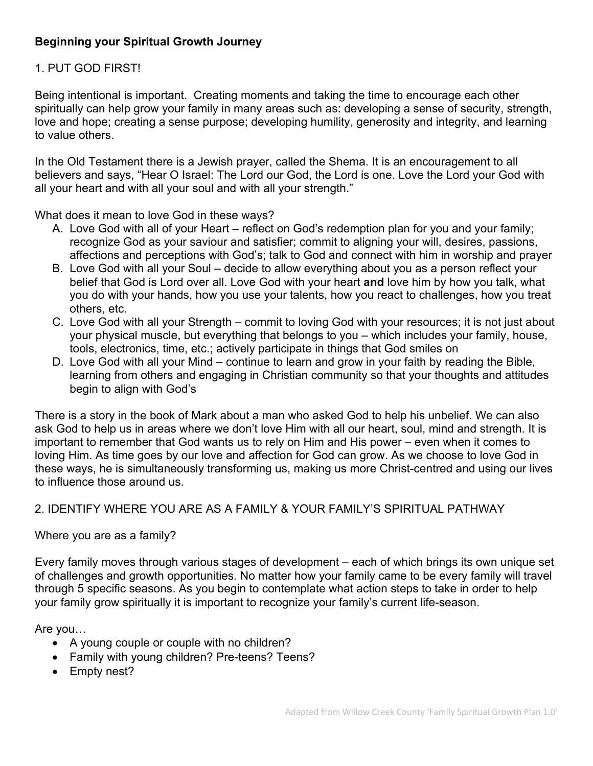**Beginning your Spiritual Growth Journey**

1. PUT GOD FIRST!

Being intentional is important. Creating moments and taking the time to encourage each other spiritually can help grow your family in many areas such as: developing a sense of security, strength, love and hope; creating a sense purpose; developing humility, generosity and integrity, and learning to value others.

In the Old Testament there is a Jewish prayer, called the Shema. It is an encouragement to all believers and says, "Hear O Israel: The Lord our God, the Lord is one. Love the Lord your God with all your heart and with all your soul and with all your strength."

What does it mean to love God in these ways?

A. Love God with all of your Heart – reflect on God's redemption plan for you and your family; recognize God as your saviour and satisfier; commit to aligning your will, desires, passions, affections and perceptions with God's; talk to God and connect with him in worship and prayer
B. Love God with all your Soul – decide to allow everything about you as a person reflect your belief that God is Lord over all. Love God with your heart **and** love him by how you talk, what you do with your hands, how you use your talents, how you react to challenges, how you treat others, etc.
C. Love God with all your Strength – commit to loving God with your resources; it is not just about your physical muscle, but everything that belongs to you – which includes your family, house, tools, electronics, time, etc.; actively participate in things that God smiles on
D. Love God with all your Mind – continue to learn and grow in your faith by reading the Bible, learning from others and engaging in Christian community so that your thoughts and attitudes begin to align with God's

There is a story in the book of Mark about a man who asked God to help his unbelief. We can also ask God to help us in areas where we don't love Him with all our heart, soul, mind and strength. It is important to remember that God wants us to rely on Him and His power – even when it comes to loving Him. As time goes by our love and affection for God can grow. As we choose to love God in these ways, he is simultaneously transforming us, making us more Christ-centred and using our lives to influence those around us.

2. IDENTIFY WHERE YOU ARE AS A FAMILY & YOUR FAMILY'S SPIRITUAL PATHWAY

Where you are as a family?

Every family moves through various stages of development – each of which brings its own unique set of challenges and growth opportunities. No matter how your family came to be every family will travel through 5 specific seasons. As you begin to contemplate what action steps to take in order to help your family grow spiritually it is important to recognize your family's current life-season.

Are you…

- A young couple or couple with no children?
- Family with young children? Pre-teens? Teens?
- Empty nest?

Adapted from Willow Creek County 'Family Spiritual Growth Plan 1.0'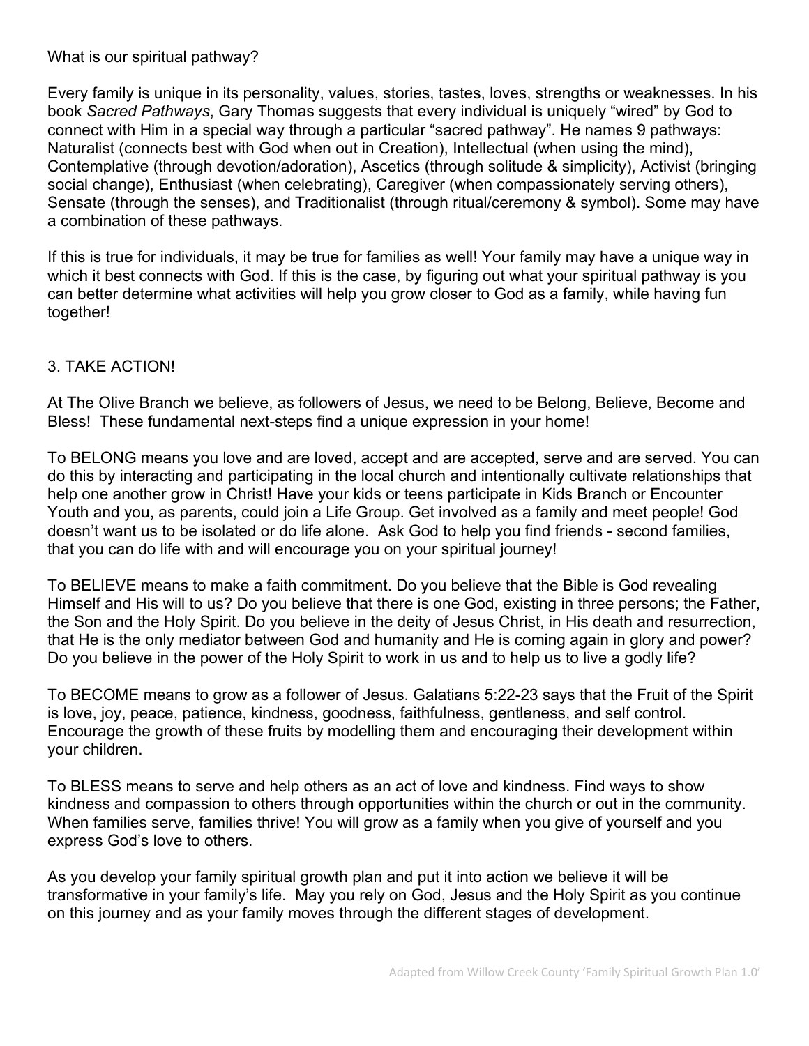What is our spiritual pathway?

Every family is unique in its personality, values, stories, tastes, loves, strengths or weaknesses. In his book *Sacred Pathways*, Gary Thomas suggests that every individual is uniquely "wired" by God to connect with Him in a special way through a particular "sacred pathway". He names 9 pathways: Naturalist (connects best with God when out in Creation), Intellectual (when using the mind), Contemplative (through devotion/adoration), Ascetics (through solitude & simplicity), Activist (bringing social change), Enthusiast (when celebrating), Caregiver (when compassionately serving others), Sensate (through the senses), and Traditionalist (through ritual/ceremony & symbol). Some may have a combination of these pathways.

If this is true for individuals, it may be true for families as well! Your family may have a unique way in which it best connects with God. If this is the case, by figuring out what your spiritual pathway is you can better determine what activities will help you grow closer to God as a family, while having fun together!

## 3. TAKE ACTION!

At The Olive Branch we believe, as followers of Jesus, we need to be Belong, Believe, Become and Bless! These fundamental next-steps find a unique expression in your home!

To BELONG means you love and are loved, accept and are accepted, serve and are served. You can do this by interacting and participating in the local church and intentionally cultivate relationships that help one another grow in Christ! Have your kids or teens participate in Kids Branch or Encounter Youth and you, as parents, could join a Life Group. Get involved as a family and meet people! God doesn't want us to be isolated or do life alone. Ask God to help you find friends - second families, that you can do life with and will encourage you on your spiritual journey!

To BELIEVE means to make a faith commitment. Do you believe that the Bible is God revealing Himself and His will to us? Do you believe that there is one God, existing in three persons; the Father, the Son and the Holy Spirit. Do you believe in the deity of Jesus Christ, in His death and resurrection, that He is the only mediator between God and humanity and He is coming again in glory and power? Do you believe in the power of the Holy Spirit to work in us and to help us to live a godly life?

To BECOME means to grow as a follower of Jesus. Galatians 5:22-23 says that the Fruit of the Spirit is love, joy, peace, patience, kindness, goodness, faithfulness, gentleness, and self control. Encourage the growth of these fruits by modelling them and encouraging their development within your children.

To BLESS means to serve and help others as an act of love and kindness. Find ways to show kindness and compassion to others through opportunities within the church or out in the community. When families serve, families thrive! You will grow as a family when you give of yourself and you express God's love to others.

As you develop your family spiritual growth plan and put it into action we believe it will be transformative in your family's life. May you rely on God, Jesus and the Holy Spirit as you continue on this journey and as your family moves through the different stages of development.

Adapted from Willow Creek County 'Family Spiritual Growth Plan 1.0'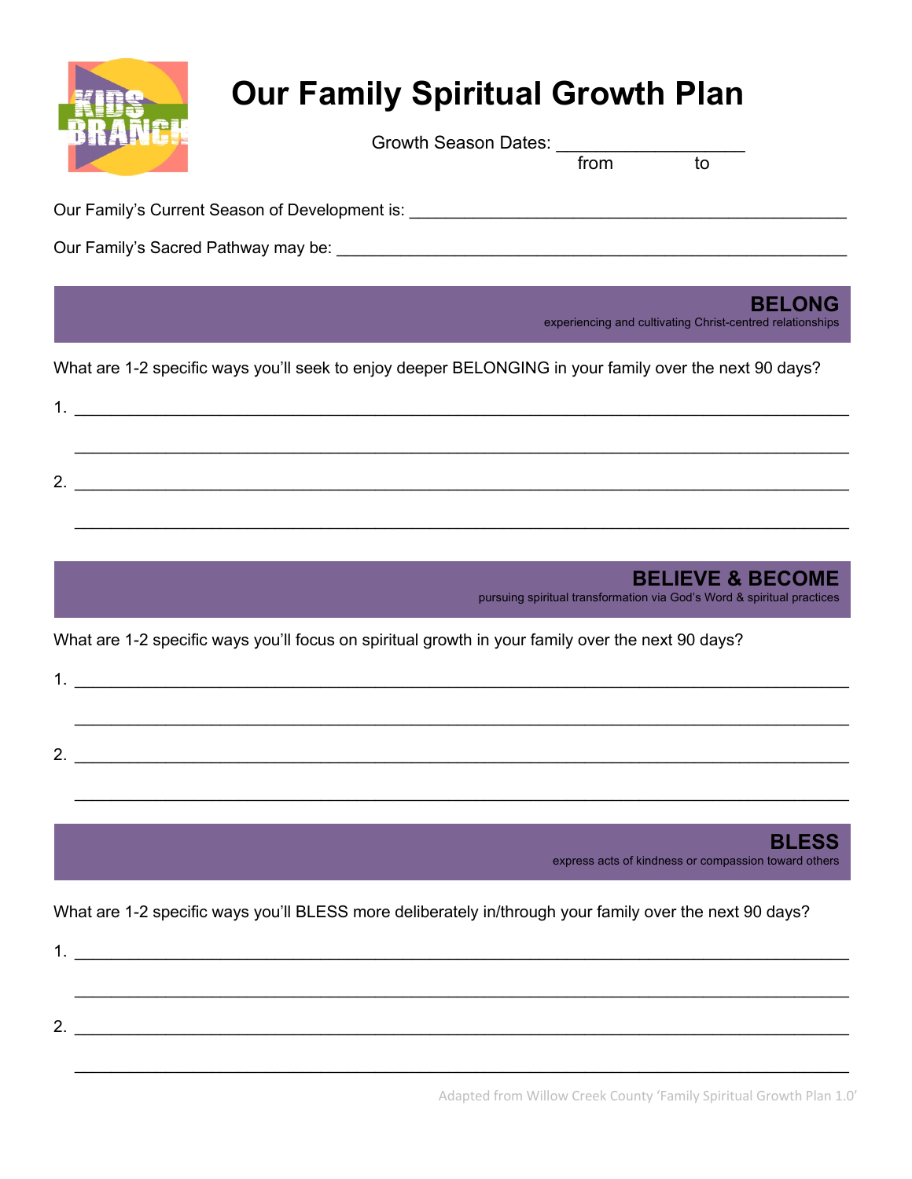# Our Family Spiritual Growth Plan

Growth Season Dates: ___________________
from to

Our Family's Current Season of Development is: ____________________________________________

Our Family's Sacred Pathway may be: ____________________________________________________

## BELONG

experiencing and cultivating Christ-centred relationships

What are 1-2 specific ways you'll seek to enjoy deeper BELONGING in your family over the next 90 days?

1. ______________________________________________________________________________

______________________________________________________________________________

2. ______________________________________________________________________________

______________________________________________________________________________

## BELIEVE & BECOME

pursuing spiritual transformation via God's Word & spiritual practices

What are 1-2 specific ways you'll focus on spiritual growth in your family over the next 90 days?

1. ______________________________________________________________________________

______________________________________________________________________________

2. ______________________________________________________________________________

______________________________________________________________________________

## BLESS

express acts of kindness or compassion toward others

What are 1-2 specific ways you'll BLESS more deliberately in/through your family over the next 90 days?

1. ______________________________________________________________________________

______________________________________________________________________________

2. ______________________________________________________________________________

______________________________________________________________________________

Adapted from Willow Creek County 'Family Spiritual Growth Plan 1.0'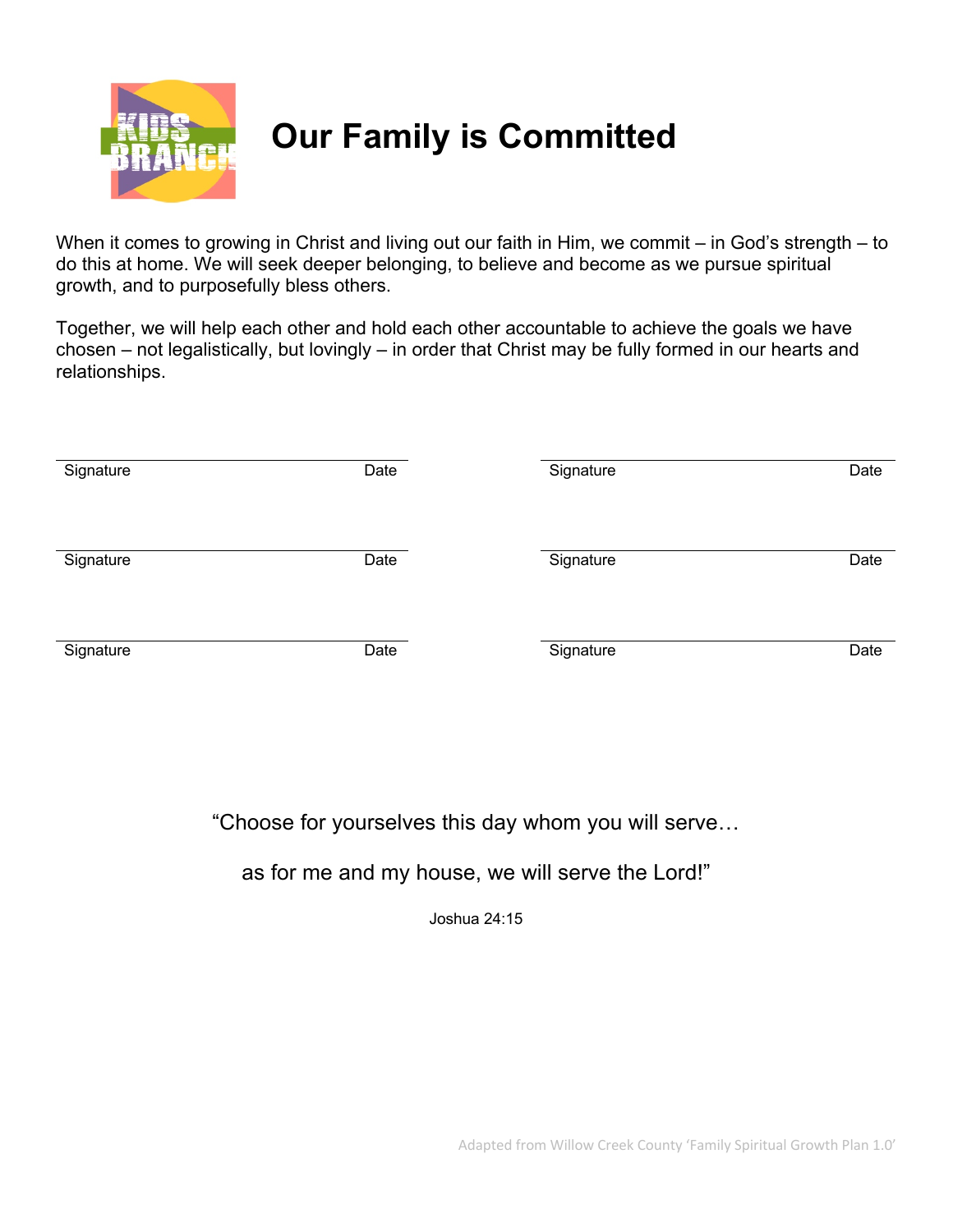# Our Family is Committed

When it comes to growing in Christ and living out our faith in Him, we commit – in God's strength – to do this at home. We will seek deeper belonging, to believe and become as we pursue spiritual growth, and to purposefully bless others.

Together, we will help each other and hold each other accountable to achieve the goals we have chosen – not legalistically, but lovingly – in order that Christ may be fully formed in our hearts and relationships.

| | | | |
|---|---|---|---|
| Signature | Date | Signature | Date |
| Signature | Date | Signature | Date |
| Signature | Date | Signature | Date |

"Choose for yourselves this day whom you will serve…

as for me and my house, we will serve the Lord!"

Joshua 24:15

Adapted from Willow Creek County 'Family Spiritual Growth Plan 1.0'